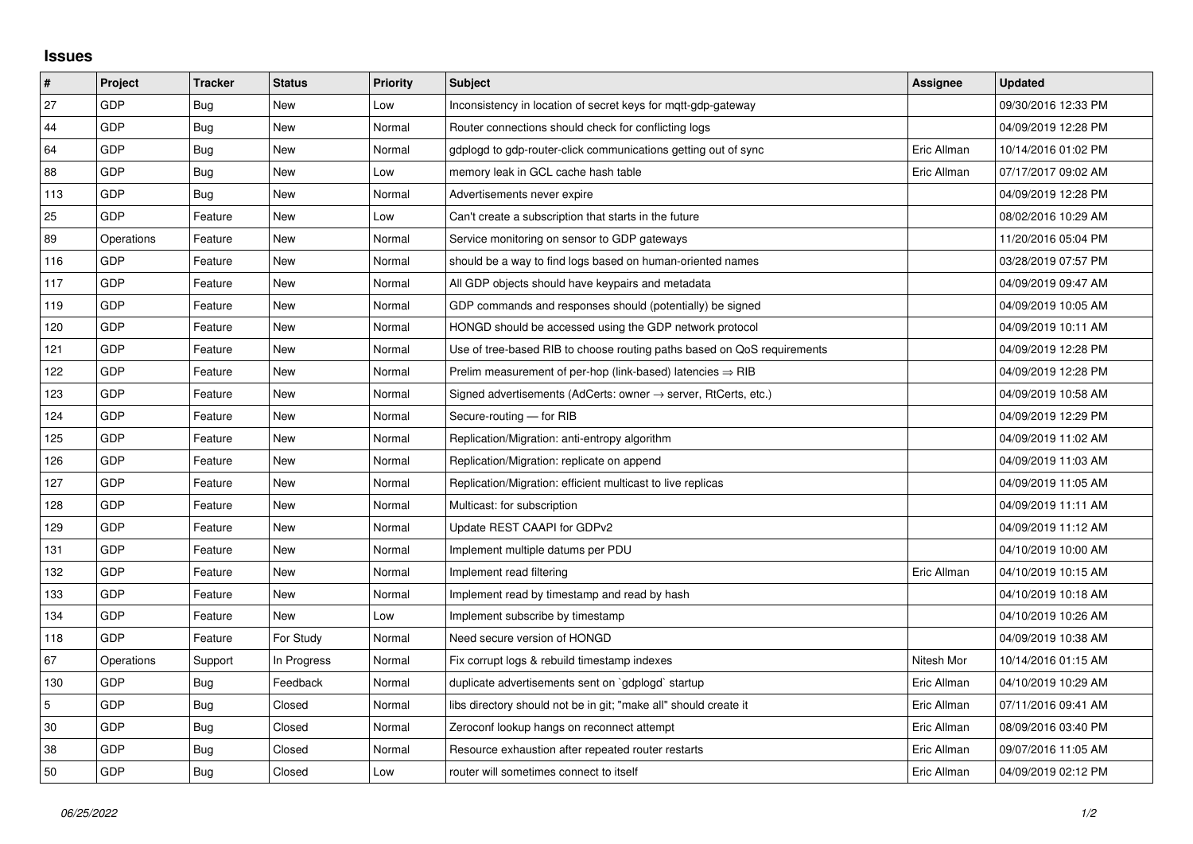## Issues

| # | Project | Tracker | Status | Priority | Subject | Assignee | Updated |
|---|---|---|---|---|---|---|---|
| 27 | GDP | Bug | New | Low | Inconsistency in location of secret keys for mqtt-gdp-gateway | | 09/30/2016 12:33 PM |
| 44 | GDP | Bug | New | Normal | Router connections should check for conflicting logs | | 04/09/2019 12:28 PM |
| 64 | GDP | Bug | New | Normal | gdplogd to gdp-router-click communications getting out of sync | Eric Allman | 10/14/2016 01:02 PM |
| 88 | GDP | Bug | New | Low | memory leak in GCL cache hash table | Eric Allman | 07/17/2017 09:02 AM |
| 113 | GDP | Bug | New | Normal | Advertisements never expire | | 04/09/2019 12:28 PM |
| 25 | GDP | Feature | New | Low | Can't create a subscription that starts in the future | | 08/02/2016 10:29 AM |
| 89 | Operations | Feature | New | Normal | Service monitoring on sensor to GDP gateways | | 11/20/2016 05:04 PM |
| 116 | GDP | Feature | New | Normal | should be a way to find logs based on human-oriented names | | 03/28/2019 07:57 PM |
| 117 | GDP | Feature | New | Normal | All GDP objects should have keypairs and metadata | | 04/09/2019 09:47 AM |
| 119 | GDP | Feature | New | Normal | GDP commands and responses should (potentially) be signed | | 04/09/2019 10:05 AM |
| 120 | GDP | Feature | New | Normal | HONGD should be accessed using the GDP network protocol | | 04/09/2019 10:11 AM |
| 121 | GDP | Feature | New | Normal | Use of tree-based RIB to choose routing paths based on QoS requirements | | 04/09/2019 12:28 PM |
| 122 | GDP | Feature | New | Normal | Prelim measurement of per-hop (link-based) latencies ⇒ RIB | | 04/09/2019 12:28 PM |
| 123 | GDP | Feature | New | Normal | Signed advertisements (AdCerts: owner → server, RtCerts, etc.) | | 04/09/2019 10:58 AM |
| 124 | GDP | Feature | New | Normal | Secure-routing — for RIB | | 04/09/2019 12:29 PM |
| 125 | GDP | Feature | New | Normal | Replication/Migration: anti-entropy algorithm | | 04/09/2019 11:02 AM |
| 126 | GDP | Feature | New | Normal | Replication/Migration: replicate on append | | 04/09/2019 11:03 AM |
| 127 | GDP | Feature | New | Normal | Replication/Migration: efficient multicast to live replicas | | 04/09/2019 11:05 AM |
| 128 | GDP | Feature | New | Normal | Multicast: for subscription | | 04/09/2019 11:11 AM |
| 129 | GDP | Feature | New | Normal | Update REST CAAPI for GDPv2 | | 04/09/2019 11:12 AM |
| 131 | GDP | Feature | New | Normal | Implement multiple datums per PDU | | 04/10/2019 10:00 AM |
| 132 | GDP | Feature | New | Normal | Implement read filtering | Eric Allman | 04/10/2019 10:15 AM |
| 133 | GDP | Feature | New | Normal | Implement read by timestamp and read by hash | | 04/10/2019 10:18 AM |
| 134 | GDP | Feature | New | Low | Implement subscribe by timestamp | | 04/10/2019 10:26 AM |
| 118 | GDP | Feature | For Study | Normal | Need secure version of HONGD | | 04/09/2019 10:38 AM |
| 67 | Operations | Support | In Progress | Normal | Fix corrupt logs & rebuild timestamp indexes | Nitesh Mor | 10/14/2016 01:15 AM |
| 130 | GDP | Bug | Feedback | Normal | duplicate advertisements sent on `gdplogd` startup | Eric Allman | 04/10/2019 10:29 AM |
| 5 | GDP | Bug | Closed | Normal | libs directory should not be in git; "make all" should create it | Eric Allman | 07/11/2016 09:41 AM |
| 30 | GDP | Bug | Closed | Normal | Zeroconf lookup hangs on reconnect attempt | Eric Allman | 08/09/2016 03:40 PM |
| 38 | GDP | Bug | Closed | Normal | Resource exhaustion after repeated router restarts | Eric Allman | 09/07/2016 11:05 AM |
| 50 | GDP | Bug | Closed | Low | router will sometimes connect to itself | Eric Allman | 04/09/2019 02:12 PM |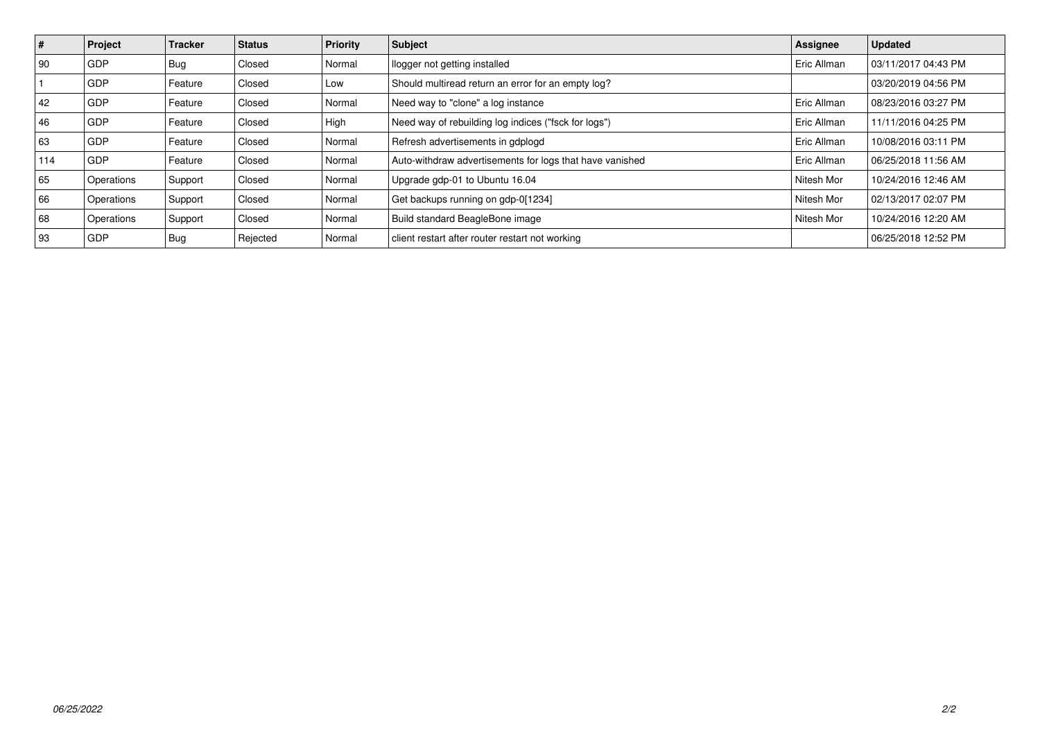| # | Project | Tracker | Status | Priority | Subject | Assignee | Updated |
|---|---|---|---|---|---|---|---|
| 90 | GDP | Bug | Closed | Normal | llogger not getting installed | Eric Allman | 03/11/2017 04:43 PM |
| 1 | GDP | Feature | Closed | Low | Should multiread return an error for an empty log? | | 03/20/2019 04:56 PM |
| 42 | GDP | Feature | Closed | Normal | Need way to "clone" a log instance | Eric Allman | 08/23/2016 03:27 PM |
| 46 | GDP | Feature | Closed | High | Need way of rebuilding log indices ("fsck for logs") | Eric Allman | 11/11/2016 04:25 PM |
| 63 | GDP | Feature | Closed | Normal | Refresh advertisements in gdplogd | Eric Allman | 10/08/2016 03:11 PM |
| 114 | GDP | Feature | Closed | Normal | Auto-withdraw advertisements for logs that have vanished | Eric Allman | 06/25/2018 11:56 AM |
| 65 | Operations | Support | Closed | Normal | Upgrade gdp-01 to Ubuntu 16.04 | Nitesh Mor | 10/24/2016 12:46 AM |
| 66 | Operations | Support | Closed | Normal | Get backups running on gdp-0[1234] | Nitesh Mor | 02/13/2017 02:07 PM |
| 68 | Operations | Support | Closed | Normal | Build standard BeagleBone image | Nitesh Mor | 10/24/2016 12:20 AM |
| 93 | GDP | Bug | Rejected | Normal | client restart after router restart not working | | 06/25/2018 12:52 PM |

*06/25/2022*